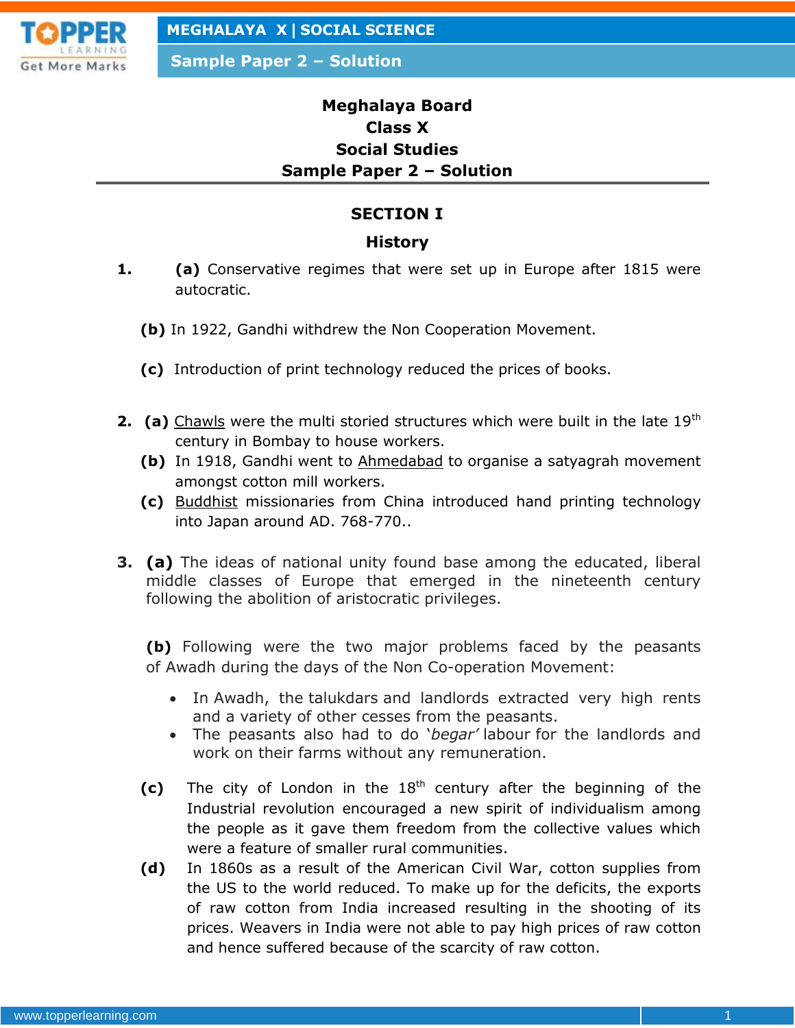# Meghalaya Board
# Class X
# Social Studies
# Sample Paper 2 – Solution

## SECTION I

### History

1. **(a)** Conservative regimes that were set up in Europe after 1815 were autocratic.

   **(b)** In 1922, Gandhi withdrew the Non Cooperation Movement.

   **(c)** Introduction of print technology reduced the prices of books.

2. **(a)** Chawls were the multi storied structures which were built in the late 19th century in Bombay to house workers.

   **(b)** In 1918, Gandhi went to Ahmedabad to organise a satyagrah movement amongst cotton mill workers.

   **(c)** Buddhist missionaries from China introduced hand printing technology into Japan around AD. 768-770..

3. **(a)** The ideas of national unity found base among the educated, liberal middle classes of Europe that emerged in the nineteenth century following the abolition of aristocratic privileges.

   **(b)** Following were the two major problems faced by the peasants of Awadh during the days of the Non Co-operation Movement:

   - In Awadh, the talukdars and landlords extracted very high rents and a variety of other cesses from the peasants.
   - The peasants also had to do '*begar*' labour for the landlords and work on their farms without any remuneration.

   **(c)** The city of London in the 18th century after the beginning of the Industrial revolution encouraged a new spirit of individualism among the people as it gave them freedom from the collective values which were a feature of smaller rural communities.

   **(d)** In 1860s as a result of the American Civil War, cotton supplies from the US to the world reduced. To make up for the deficits, the exports of raw cotton from India increased resulting in the shooting of its prices. Weavers in India were not able to pay high prices of raw cotton and hence suffered because of the scarcity of raw cotton.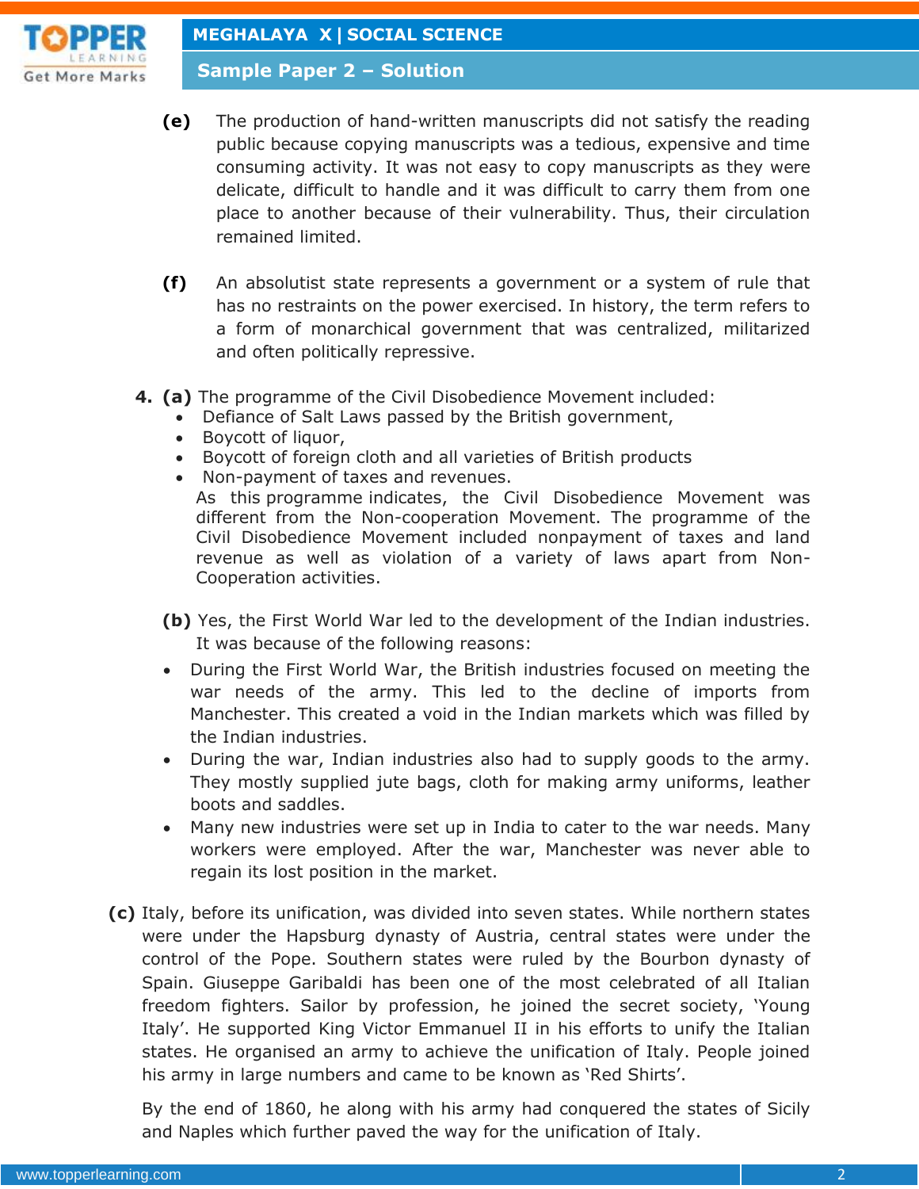**(e)** The production of hand-written manuscripts did not satisfy the reading public because copying manuscripts was a tedious, expensive and time consuming activity. It was not easy to copy manuscripts as they were delicate, difficult to handle and it was difficult to carry them from one place to another because of their vulnerability. Thus, their circulation remained limited.

**(f)** An absolutist state represents a government or a system of rule that has no restraints on the power exercised. In history, the term refers to a form of monarchical government that was centralized, militarized and often politically repressive.

**4. (a)** The programme of the Civil Disobedience Movement included:

- Defiance of Salt Laws passed by the British government,
- Boycott of liquor,
- Boycott of foreign cloth and all varieties of British products
- Non-payment of taxes and revenues.

As this programme indicates, the Civil Disobedience Movement was different from the Non-cooperation Movement. The programme of the Civil Disobedience Movement included nonpayment of taxes and land revenue as well as violation of a variety of laws apart from Non-Cooperation activities.

**(b)** Yes, the First World War led to the development of the Indian industries. It was because of the following reasons:

- During the First World War, the British industries focused on meeting the war needs of the army. This led to the decline of imports from Manchester. This created a void in the Indian markets which was filled by the Indian industries.
- During the war, Indian industries also had to supply goods to the army. They mostly supplied jute bags, cloth for making army uniforms, leather boots and saddles.
- Many new industries were set up in India to cater to the war needs. Many workers were employed. After the war, Manchester was never able to regain its lost position in the market.

**(c)** Italy, before its unification, was divided into seven states. While northern states were under the Hapsburg dynasty of Austria, central states were under the control of the Pope. Southern states were ruled by the Bourbon dynasty of Spain. Giuseppe Garibaldi has been one of the most celebrated of all Italian freedom fighters. Sailor by profession, he joined the secret society, 'Young Italy'. He supported King Victor Emmanuel II in his efforts to unify the Italian states. He organised an army to achieve the unification of Italy. People joined his army in large numbers and came to be known as 'Red Shirts'.

By the end of 1860, he along with his army had conquered the states of Sicily and Naples which further paved the way for the unification of Italy.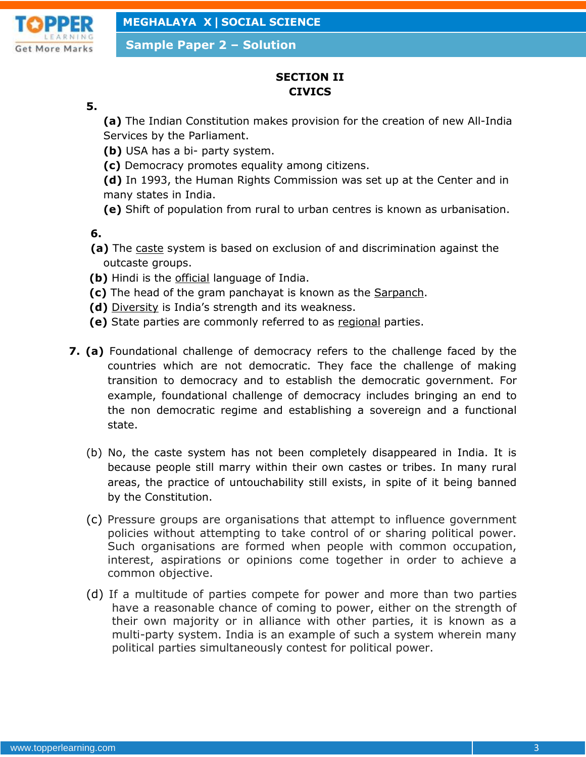## SECTION II
## CIVICS

**5.**

**(a)** The Indian Constitution makes provision for the creation of new All-India Services by the Parliament.
**(b)** USA has a bi- party system.
**(c)** Democracy promotes equality among citizens.
**(d)** In 1993, the Human Rights Commission was set up at the Center and in many states in India.
**(e)** Shift of population from rural to urban centres is known as urbanisation.

**6.**

**(a)** The caste system is based on exclusion of and discrimination against the outcaste groups.
**(b)** Hindi is the official language of India.
**(c)** The head of the gram panchayat is known as the Sarpanch.
**(d)** Diversity is India's strength and its weakness.
**(e)** State parties are commonly referred to as regional parties.

**7. (a)** Foundational challenge of democracy refers to the challenge faced by the countries which are not democratic. They face the challenge of making transition to democracy and to establish the democratic government. For example, foundational challenge of democracy includes bringing an end to the non democratic regime and establishing a sovereign and a functional state.

(b) No, the caste system has not been completely disappeared in India. It is because people still marry within their own castes or tribes. In many rural areas, the practice of untouchability still exists, in spite of it being banned by the Constitution.

(c) Pressure groups are organisations that attempt to influence government policies without attempting to take control of or sharing political power. Such organisations are formed when people with common occupation, interest, aspirations or opinions come together in order to achieve a common objective.

(d) If a multitude of parties compete for power and more than two parties have a reasonable chance of coming to power, either on the strength of their own majority or in alliance with other parties, it is known as a multi-party system. India is an example of such a system wherein many political parties simultaneously contest for political power.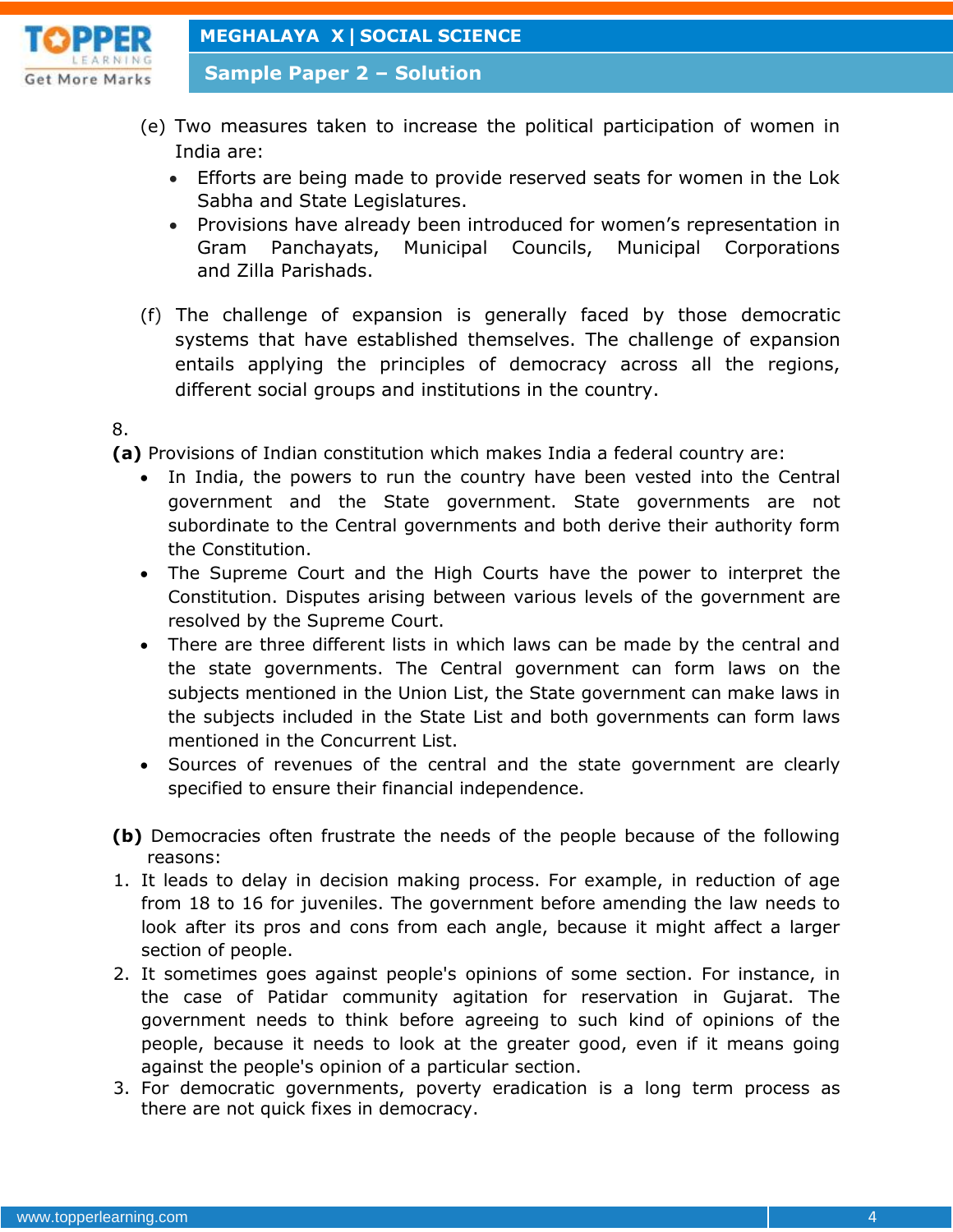(e) Two measures taken to increase the political participation of women in India are:

- Efforts are being made to provide reserved seats for women in the Lok Sabha and State Legislatures.
- Provisions have already been introduced for women's representation in Gram Panchayats, Municipal Councils, Municipal Corporations and Zilla Parishads.

(f) The challenge of expansion is generally faced by those democratic systems that have established themselves. The challenge of expansion entails applying the principles of democracy across all the regions, different social groups and institutions in the country.

8.

**(a)** Provisions of Indian constitution which makes India a federal country are:

- In India, the powers to run the country have been vested into the Central government and the State government. State governments are not subordinate to the Central governments and both derive their authority form the Constitution.
- The Supreme Court and the High Courts have the power to interpret the Constitution. Disputes arising between various levels of the government are resolved by the Supreme Court.
- There are three different lists in which laws can be made by the central and the state governments. The Central government can form laws on the subjects mentioned in the Union List, the State government can make laws in the subjects included in the State List and both governments can form laws mentioned in the Concurrent List.
- Sources of revenues of the central and the state government are clearly specified to ensure their financial independence.

**(b)** Democracies often frustrate the needs of the people because of the following reasons:

1. It leads to delay in decision making process. For example, in reduction of age from 18 to 16 for juveniles. The government before amending the law needs to look after its pros and cons from each angle, because it might affect a larger section of people.
2. It sometimes goes against people's opinions of some section. For instance, in the case of Patidar community agitation for reservation in Gujarat. The government needs to think before agreeing to such kind of opinions of the people, because it needs to look at the greater good, even if it means going against the people's opinion of a particular section.
3. For democratic governments, poverty eradication is a long term process as there are not quick fixes in democracy.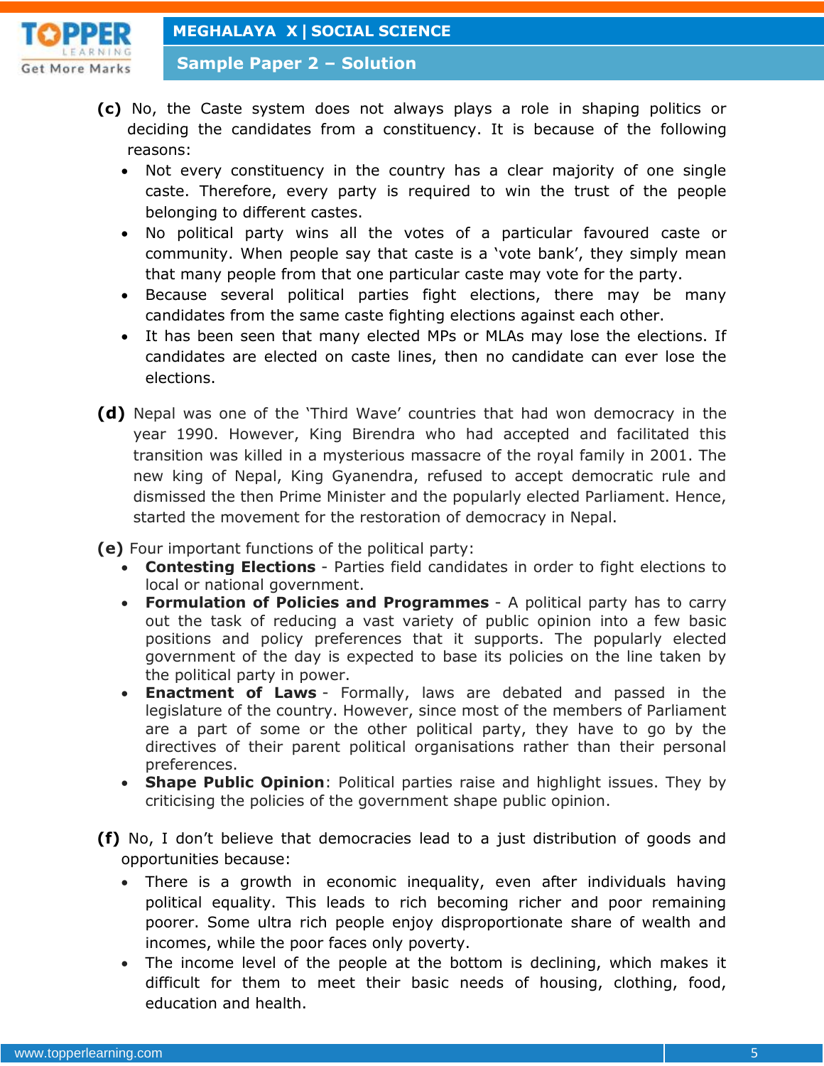**(c)** No, the Caste system does not always plays a role in shaping politics or deciding the candidates from a constituency. It is because of the following reasons:

- Not every constituency in the country has a clear majority of one single caste. Therefore, every party is required to win the trust of the people belonging to different castes.
- No political party wins all the votes of a particular favoured caste or community. When people say that caste is a 'vote bank', they simply mean that many people from that one particular caste may vote for the party.
- Because several political parties fight elections, there may be many candidates from the same caste fighting elections against each other.
- It has been seen that many elected MPs or MLAs may lose the elections. If candidates are elected on caste lines, then no candidate can ever lose the elections.

**(d)** Nepal was one of the 'Third Wave' countries that had won democracy in the year 1990. However, King Birendra who had accepted and facilitated this transition was killed in a mysterious massacre of the royal family in 2001. The new king of Nepal, King Gyanendra, refused to accept democratic rule and dismissed the then Prime Minister and the popularly elected Parliament. Hence, started the movement for the restoration of democracy in Nepal.

**(e)** Four important functions of the political party:

- **Contesting Elections** - Parties field candidates in order to fight elections to local or national government.
- **Formulation of Policies and Programmes** - A political party has to carry out the task of reducing a vast variety of public opinion into a few basic positions and policy preferences that it supports. The popularly elected government of the day is expected to base its policies on the line taken by the political party in power.
- **Enactment of Laws** - Formally, laws are debated and passed in the legislature of the country. However, since most of the members of Parliament are a part of some or the other political party, they have to go by the directives of their parent political organisations rather than their personal preferences.
- **Shape Public Opinion**: Political parties raise and highlight issues. They by criticising the policies of the government shape public opinion.

**(f)** No, I don't believe that democracies lead to a just distribution of goods and opportunities because:

- There is a growth in economic inequality, even after individuals having political equality. This leads to rich becoming richer and poor remaining poorer. Some ultra rich people enjoy disproportionate share of wealth and incomes, while the poor faces only poverty.
- The income level of the people at the bottom is declining, which makes it difficult for them to meet their basic needs of housing, clothing, food, education and health.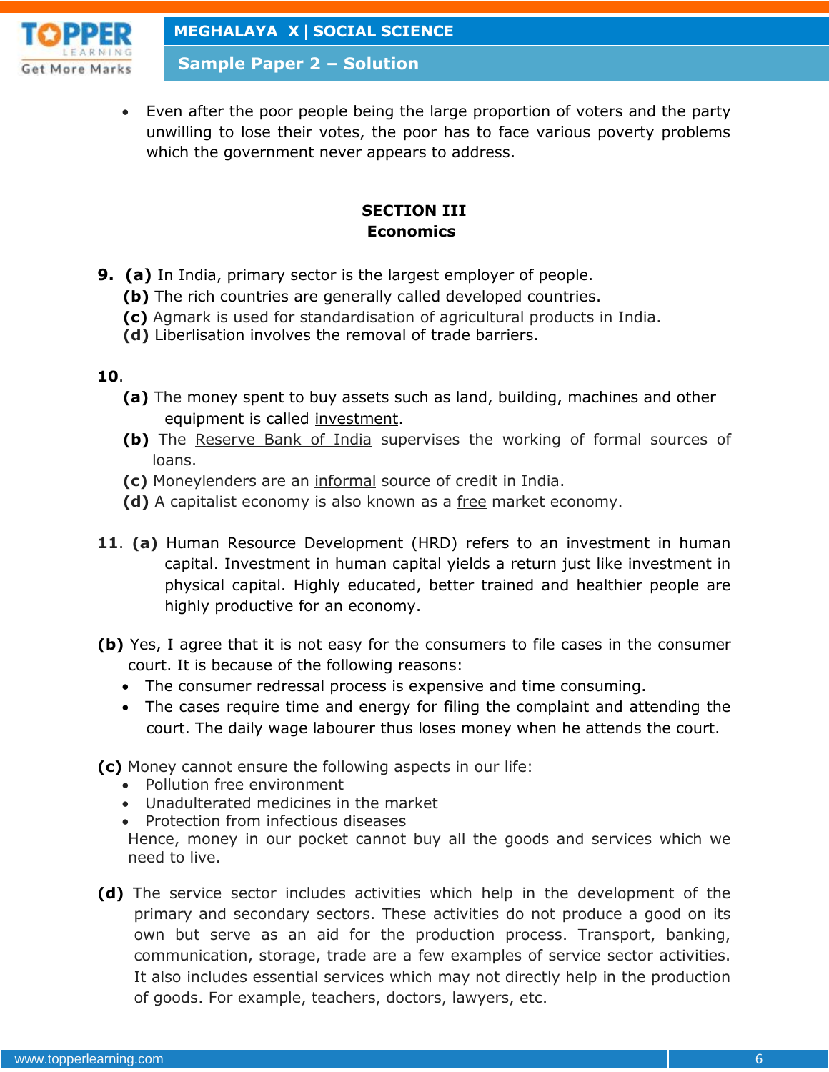- Even after the poor people being the large proportion of voters and the party unwilling to lose their votes, the poor has to face various poverty problems which the government never appears to address.

## SECTION III
## Economics

**9.** **(a)** In India, primary sector is the largest employer of people.
**(b)** The rich countries are generally called developed countries.
**(c)** Agmark is used for standardisation of agricultural products in India.
**(d)** Liberlisation involves the removal of trade barriers.

**10**.
**(a)** The money spent to buy assets such as land, building, machines and other equipment is called <u>investment</u>.
**(b)** The <u>Reserve Bank of India</u> supervises the working of formal sources of loans.
**(c)** Moneylenders are an <u>informal</u> source of credit in India.
**(d)** A capitalist economy is also known as a <u>free</u> market economy.

**11**. **(a)** Human Resource Development (HRD) refers to an investment in human capital. Investment in human capital yields a return just like investment in physical capital. Highly educated, better trained and healthier people are highly productive for an economy.

**(b)** Yes, I agree that it is not easy for the consumers to file cases in the consumer court. It is because of the following reasons:
- The consumer redressal process is expensive and time consuming.
- The cases require time and energy for filing the complaint and attending the court. The daily wage labourer thus loses money when he attends the court.

**(c)** Money cannot ensure the following aspects in our life:
- Pollution free environment
- Unadulterated medicines in the market
- Protection from infectious diseases

Hence, money in our pocket cannot buy all the goods and services which we need to live.

**(d)** The service sector includes activities which help in the development of the primary and secondary sectors. These activities do not produce a good on its own but serve as an aid for the production process. Transport, banking, communication, storage, trade are a few examples of service sector activities. It also includes essential services which may not directly help in the production of goods. For example, teachers, doctors, lawyers, etc.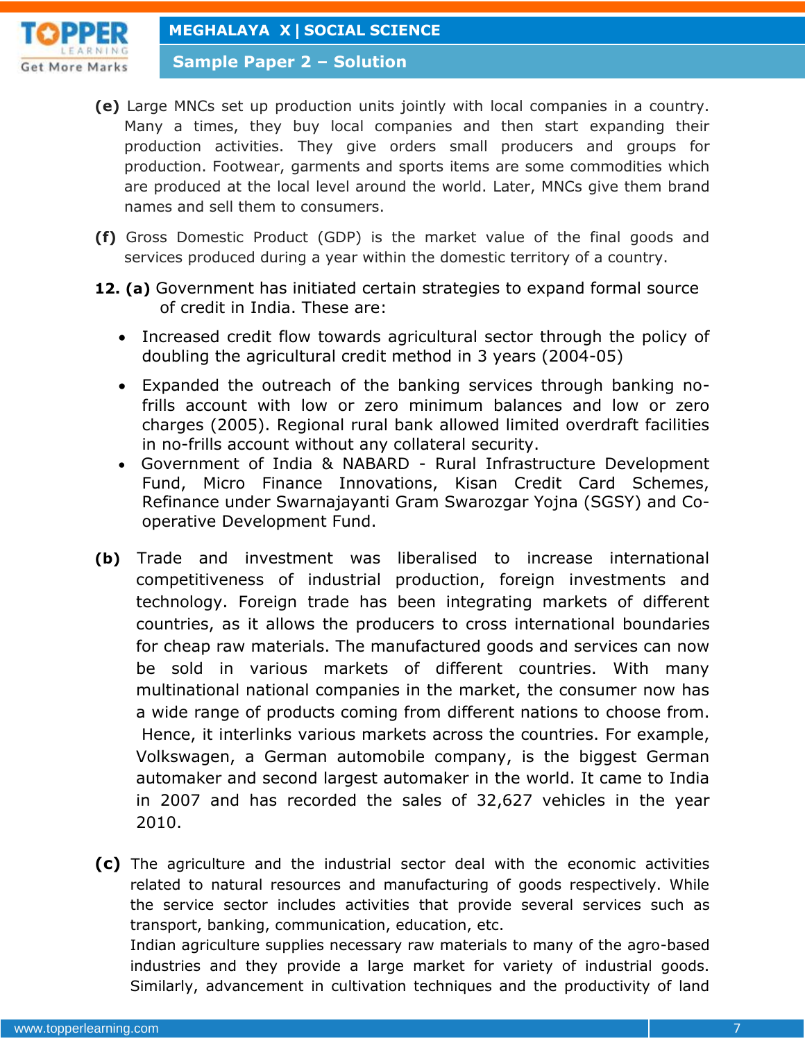**(e)** Large MNCs set up production units jointly with local companies in a country. Many a times, they buy local companies and then start expanding their production activities. They give orders small producers and groups for production. Footwear, garments and sports items are some commodities which are produced at the local level around the world. Later, MNCs give them brand names and sell them to consumers.

**(f)** Gross Domestic Product (GDP) is the market value of the final goods and services produced during a year within the domestic territory of a country.

**12. (a)** Government has initiated certain strategies to expand formal source of credit in India. These are:

- Increased credit flow towards agricultural sector through the policy of doubling the agricultural credit method in 3 years (2004-05)
- Expanded the outreach of the banking services through banking no-frills account with low or zero minimum balances and low or zero charges (2005). Regional rural bank allowed limited overdraft facilities in no-frills account without any collateral security.
- Government of India & NABARD - Rural Infrastructure Development Fund, Micro Finance Innovations, Kisan Credit Card Schemes, Refinance under Swarnajayanti Gram Swarozgar Yojna (SGSY) and Co-operative Development Fund.

**(b)** Trade and investment was liberalised to increase international competitiveness of industrial production, foreign investments and technology. Foreign trade has been integrating markets of different countries, as it allows the producers to cross international boundaries for cheap raw materials. The manufactured goods and services can now be sold in various markets of different countries. With many multinational national companies in the market, the consumer now has a wide range of products coming from different nations to choose from. Hence, it interlinks various markets across the countries. For example, Volkswagen, a German automobile company, is the biggest German automaker and second largest automaker in the world. It came to India in 2007 and has recorded the sales of 32,627 vehicles in the year 2010.

**(c)** The agriculture and the industrial sector deal with the economic activities related to natural resources and manufacturing of goods respectively. While the service sector includes activities that provide several services such as transport, banking, communication, education, etc.
Indian agriculture supplies necessary raw materials to many of the agro-based industries and they provide a large market for variety of industrial goods. Similarly, advancement in cultivation techniques and the productivity of land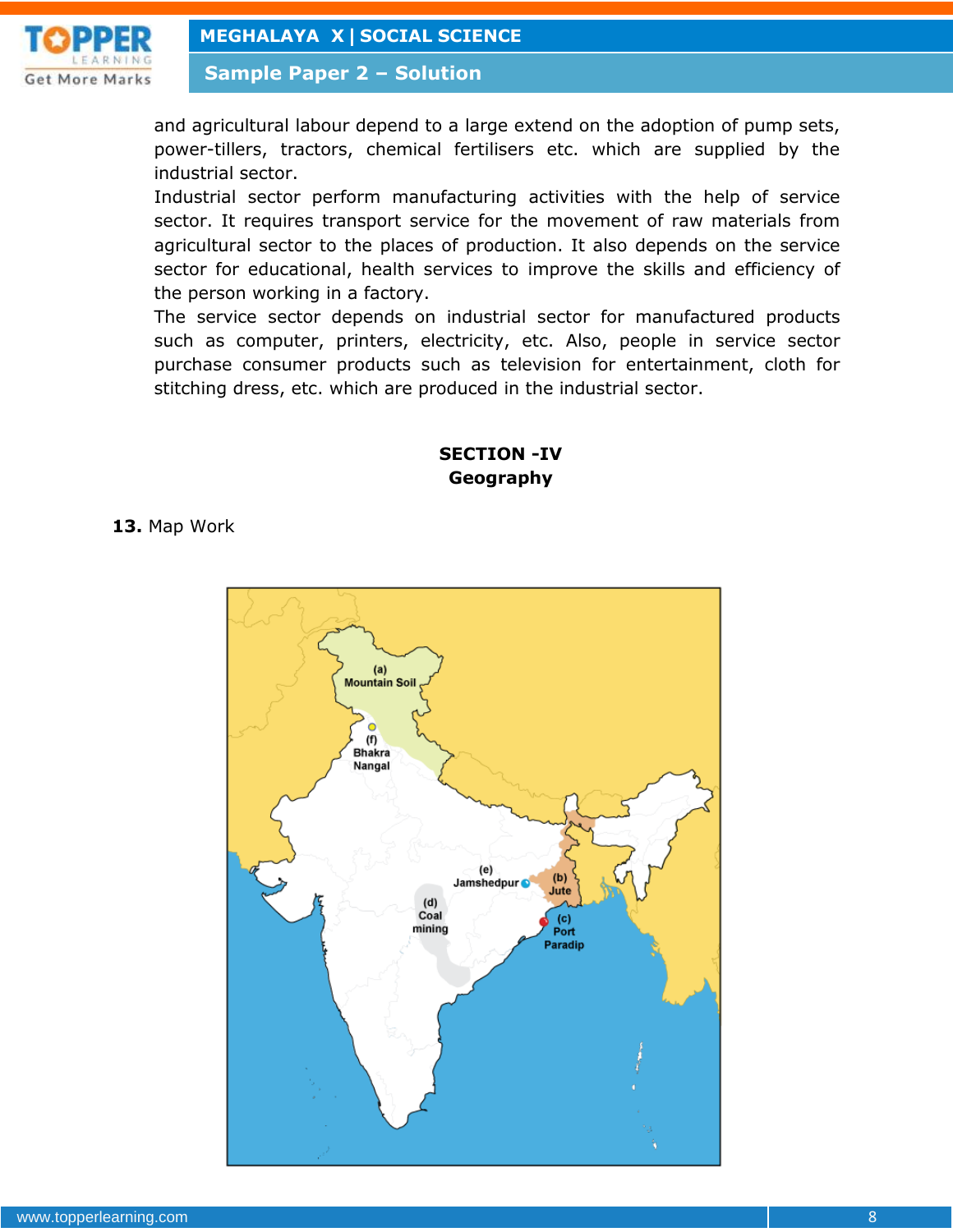and agricultural labour depend to a large extend on the adoption of pump sets, power-tillers, tractors, chemical fertilisers etc. which are supplied by the industrial sector.

Industrial sector perform manufacturing activities with the help of service sector. It requires transport service for the movement of raw materials from agricultural sector to the places of production. It also depends on the service sector for educational, health services to improve the skills and efficiency of the person working in a factory.

The service sector depends on industrial sector for manufactured products such as computer, printers, electricity, etc. Also, people in service sector purchase consumer products such as television for entertainment, cloth for stitching dress, etc. which are produced in the industrial sector.

## SECTION -IV
## Geography

**13.** Map Work

(a) Mountain Soil
(b) Jute
(c) Port Paradip
(d) Coal mining
(e) Jamshedpur
(f) Bhakra Nangal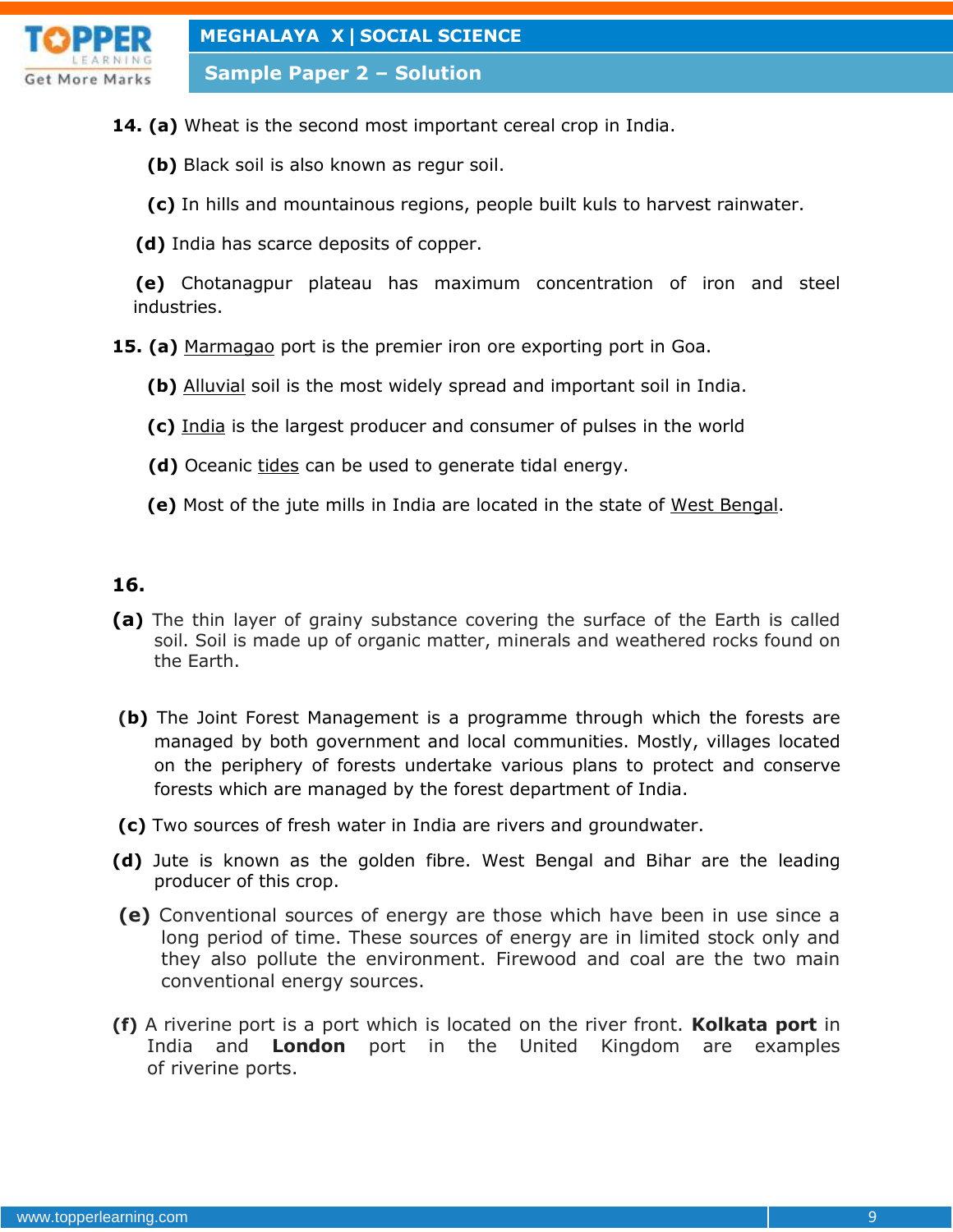**14. (a)** Wheat is the second most important cereal crop in India.

**(b)** Black soil is also known as regur soil.

**(c)** In hills and mountainous regions, people built kuls to harvest rainwater.

**(d)** India has scarce deposits of copper.

**(e)** Chotanagpur plateau has maximum concentration of iron and steel industries.

**15. (a)** <u>Marmagao</u> port is the premier iron ore exporting port in Goa.

**(b)** <u>Alluvial</u> soil is the most widely spread and important soil in India.

**(c)** <u>India</u> is the largest producer and consumer of pulses in the world

**(d)** Oceanic <u>tides</u> can be used to generate tidal energy.

**(e)** Most of the jute mills in India are located in the state of <u>West Bengal</u>.

**16.**

**(a)** The thin layer of grainy substance covering the surface of the Earth is called soil. Soil is made up of organic matter, minerals and weathered rocks found on the Earth.

**(b)** The Joint Forest Management is a programme through which the forests are managed by both government and local communities. Mostly, villages located on the periphery of forests undertake various plans to protect and conserve forests which are managed by the forest department of India.

**(c)** Two sources of fresh water in India are rivers and groundwater.

**(d)** Jute is known as the golden fibre. West Bengal and Bihar are the leading producer of this crop.

**(e)** Conventional sources of energy are those which have been in use since a long period of time. These sources of energy are in limited stock only and they also pollute the environment. Firewood and coal are the two main conventional energy sources.

**(f)** A riverine port is a port which is located on the river front. **Kolkata port** in India and **London** port in the United Kingdom are examples of riverine ports.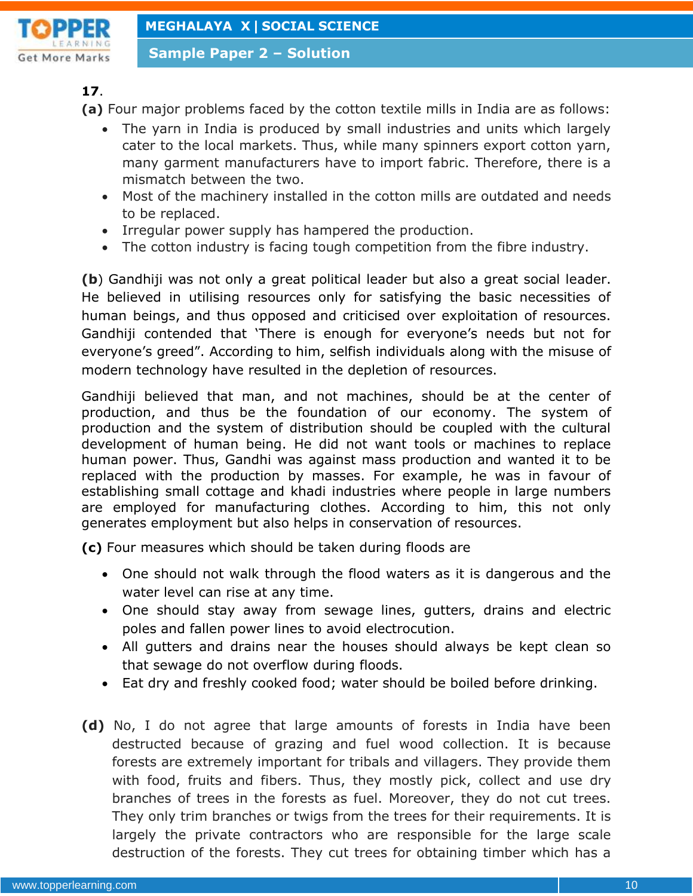**17**.

**(a)** Four major problems faced by the cotton textile mills in India are as follows:

- The yarn in India is produced by small industries and units which largely cater to the local markets. Thus, while many spinners export cotton yarn, many garment manufacturers have to import fabric. Therefore, there is a mismatch between the two.
- Most of the machinery installed in the cotton mills are outdated and needs to be replaced.
- Irregular power supply has hampered the production.
- The cotton industry is facing tough competition from the fibre industry.

**(b)** Gandhiji was not only a great political leader but also a great social leader. He believed in utilising resources only for satisfying the basic necessities of human beings, and thus opposed and criticised over exploitation of resources. Gandhiji contended that 'There is enough for everyone's needs but not for everyone's greed". According to him, selfish individuals along with the misuse of modern technology have resulted in the depletion of resources.

Gandhiji believed that man, and not machines, should be at the center of production, and thus be the foundation of our economy. The system of production and the system of distribution should be coupled with the cultural development of human being. He did not want tools or machines to replace human power. Thus, Gandhi was against mass production and wanted it to be replaced with the production by masses. For example, he was in favour of establishing small cottage and khadi industries where people in large numbers are employed for manufacturing clothes. According to him, this not only generates employment but also helps in conservation of resources.

**(c)** Four measures which should be taken during floods are

- One should not walk through the flood waters as it is dangerous and the water level can rise at any time.
- One should stay away from sewage lines, gutters, drains and electric poles and fallen power lines to avoid electrocution.
- All gutters and drains near the houses should always be kept clean so that sewage do not overflow during floods.
- Eat dry and freshly cooked food; water should be boiled before drinking.

**(d)** No, I do not agree that large amounts of forests in India have been destructed because of grazing and fuel wood collection. It is because forests are extremely important for tribals and villagers. They provide them with food, fruits and fibers. Thus, they mostly pick, collect and use dry branches of trees in the forests as fuel. Moreover, they do not cut trees. They only trim branches or twigs from the trees for their requirements. It is largely the private contractors who are responsible for the large scale destruction of the forests. They cut trees for obtaining timber which has a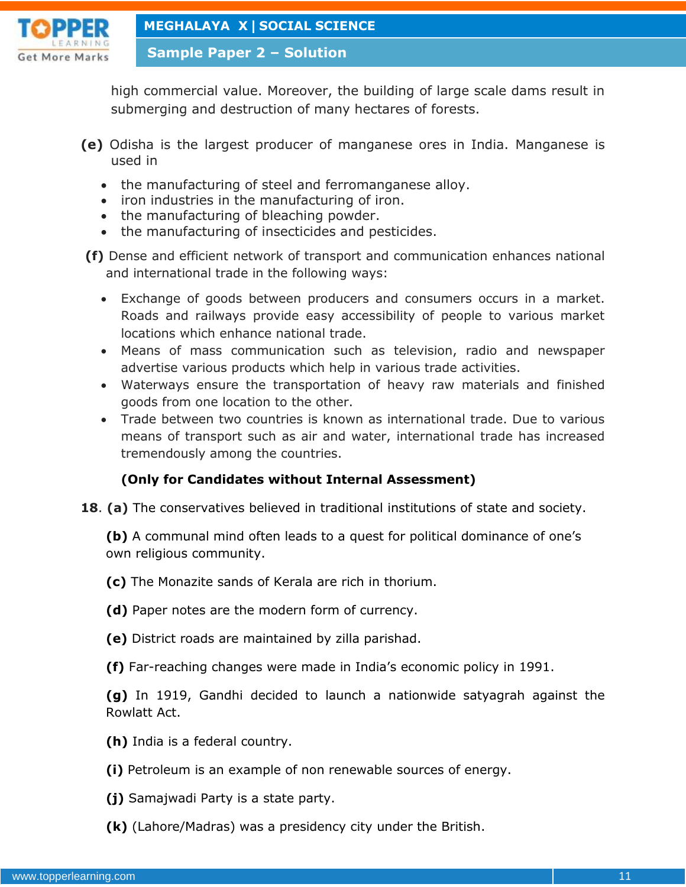high commercial value. Moreover, the building of large scale dams result in submerging and destruction of many hectares of forests.

**(e)** Odisha is the largest producer of manganese ores in India. Manganese is used in

- the manufacturing of steel and ferromanganese alloy.
- iron industries in the manufacturing of iron.
- the manufacturing of bleaching powder.
- the manufacturing of insecticides and pesticides.

**(f)** Dense and efficient network of transport and communication enhances national and international trade in the following ways:

- Exchange of goods between producers and consumers occurs in a market. Roads and railways provide easy accessibility of people to various market locations which enhance national trade.
- Means of mass communication such as television, radio and newspaper advertise various products which help in various trade activities.
- Waterways ensure the transportation of heavy raw materials and finished goods from one location to the other.
- Trade between two countries is known as international trade. Due to various means of transport such as air and water, international trade has increased tremendously among the countries.

**(Only for Candidates without Internal Assessment)**

**18**. **(a)** The conservatives believed in traditional institutions of state and society.

**(b)** A communal mind often leads to a quest for political dominance of one's own religious community.

**(c)** The Monazite sands of Kerala are rich in thorium.

**(d)** Paper notes are the modern form of currency.

**(e)** District roads are maintained by zilla parishad.

**(f)** Far-reaching changes were made in India's economic policy in 1991.

**(g)** In 1919, Gandhi decided to launch a nationwide satyagrah against the Rowlatt Act.

**(h)** India is a federal country.

**(i)** Petroleum is an example of non renewable sources of energy.

**(j)** Samajwadi Party is a state party.

**(k)** (Lahore/Madras) was a presidency city under the British.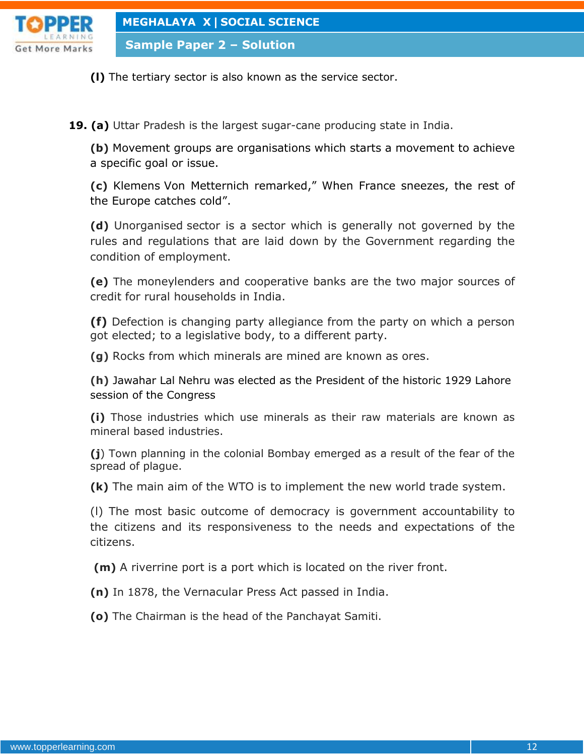**(l)** The tertiary sector is also known as the service sector.

**19. (a)** Uttar Pradesh is the largest sugar-cane producing state in India.

**(b)** Movement groups are organisations which starts a movement to achieve a specific goal or issue.

**(c)** Klemens Von Metternich remarked," When France sneezes, the rest of the Europe catches cold".

**(d)** Unorganised sector is a sector which is generally not governed by the rules and regulations that are laid down by the Government regarding the condition of employment.

**(e)** The moneylenders and cooperative banks are the two major sources of credit for rural households in India.

**(f)** Defection is changing party allegiance from the party on which a person got elected; to a legislative body, to a different party.

**(g)** Rocks from which minerals are mined are known as ores.

**(h)** Jawahar Lal Nehru was elected as the President of the historic 1929 Lahore session of the Congress

**(i)** Those industries which use minerals as their raw materials are known as mineral based industries.

**(j)** Town planning in the colonial Bombay emerged as a result of the fear of the spread of plague.

**(k)** The main aim of the WTO is to implement the new world trade system.

(l) The most basic outcome of democracy is government accountability to the citizens and its responsiveness to the needs and expectations of the citizens.

**(m)** A riverrine port is a port which is located on the river front.

**(n)** In 1878, the Vernacular Press Act passed in India.

**(o)** The Chairman is the head of the Panchayat Samiti.